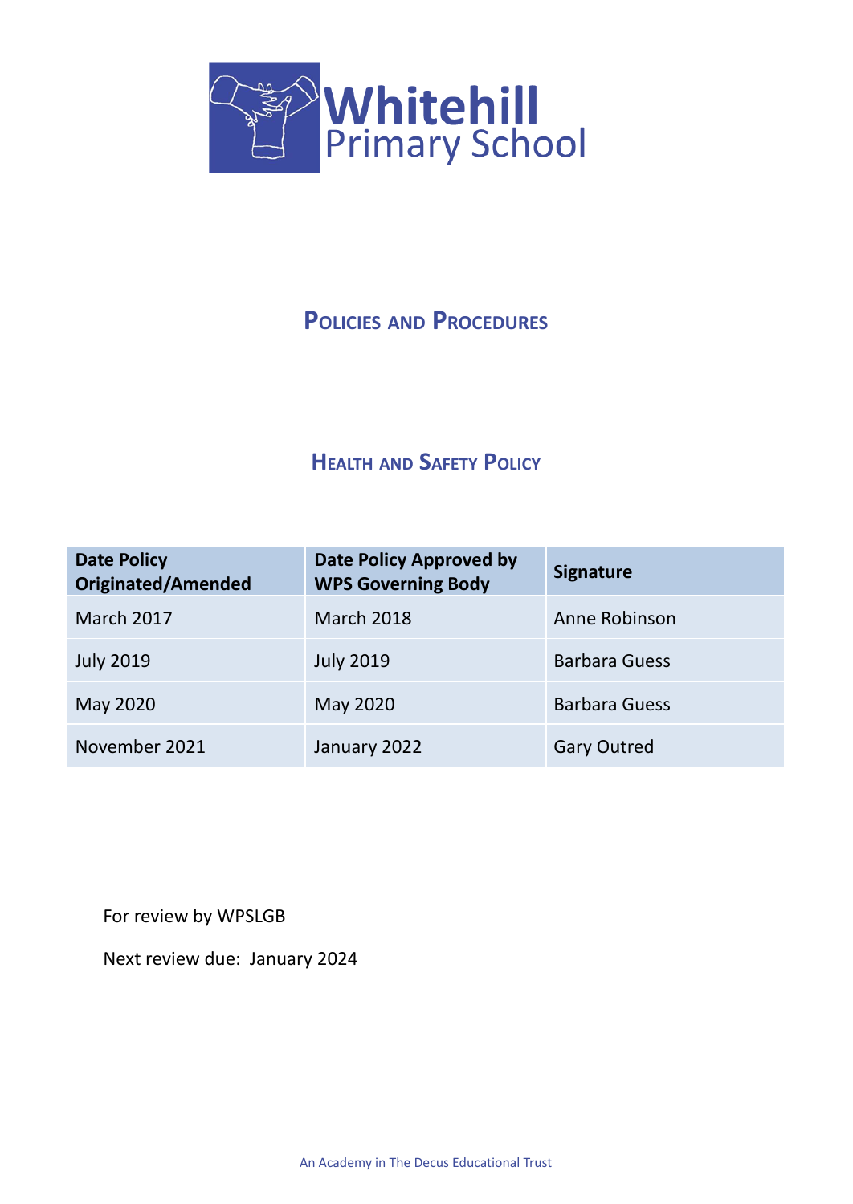# Whitehill Primary School

## Policies and Procedures

## Health and Safety Policy

| Date Policy Originated/Amended | Date Policy Approved by WPS Governing Body | Signature |
|---|---|---|
| March 2017 | March 2018 | Anne Robinson |
| July 2019 | July 2019 | Barbara Guess |
| May 2020 | May 2020 | Barbara Guess |
| November 2021 | January 2022 | Gary Outred |

For review by WPSLGB

Next review due: January 2024

An Academy in The Decus Educational Trust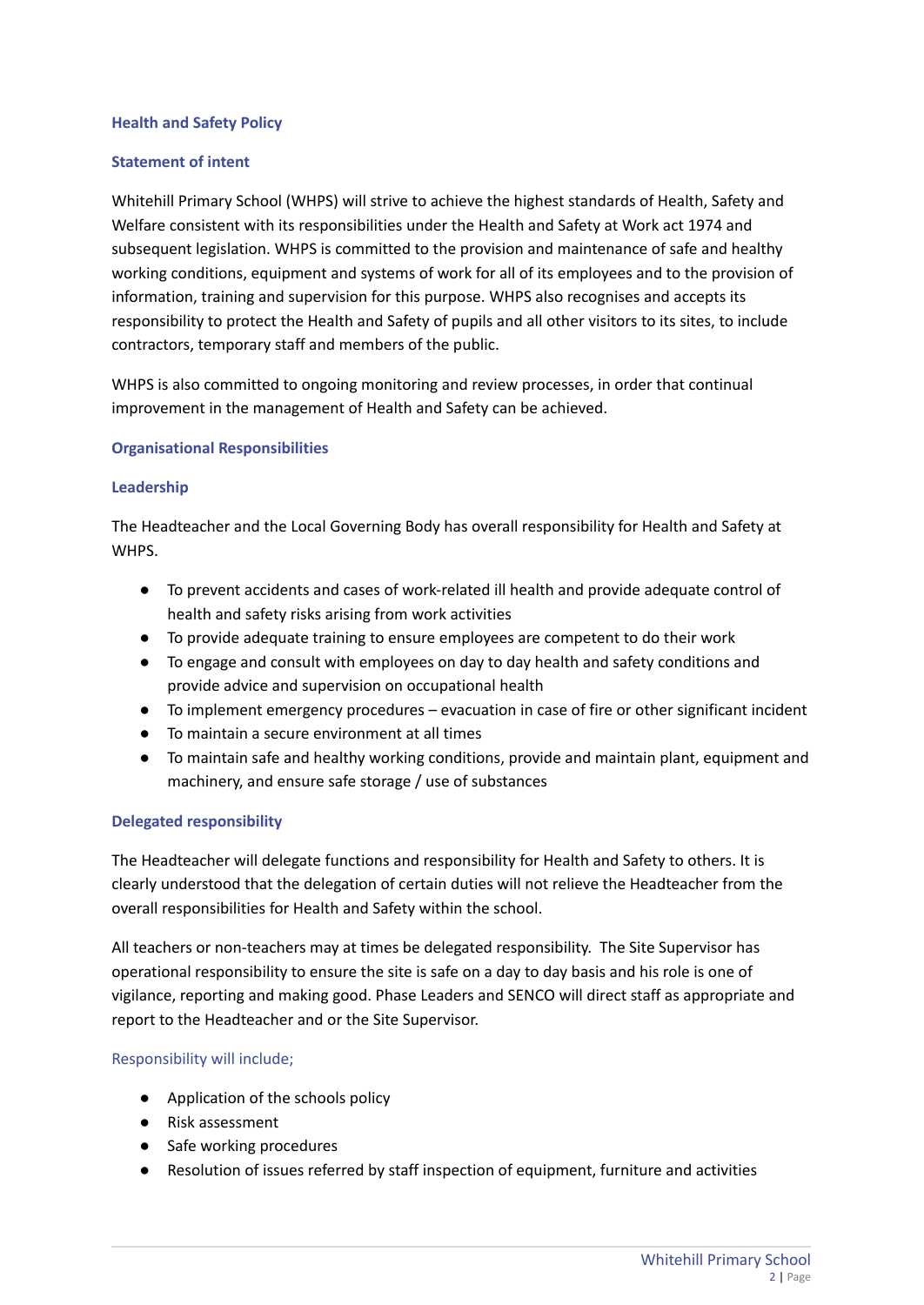## Health and Safety Policy

### Statement of intent

Whitehill Primary School (WHPS) will strive to achieve the highest standards of Health, Safety and Welfare consistent with its responsibilities under the Health and Safety at Work act 1974 and subsequent legislation. WHPS is committed to the provision and maintenance of safe and healthy working conditions, equipment and systems of work for all of its employees and to the provision of information, training and supervision for this purpose. WHPS also recognises and accepts its responsibility to protect the Health and Safety of pupils and all other visitors to its sites, to include contractors, temporary staff and members of the public.

WHPS is also committed to ongoing monitoring and review processes, in order that continual improvement in the management of Health and Safety can be achieved.

### Organisational Responsibilities

### Leadership

The Headteacher and the Local Governing Body has overall responsibility for Health and Safety at WHPS.

- To prevent accidents and cases of work-related ill health and provide adequate control of health and safety risks arising from work activities
- To provide adequate training to ensure employees are competent to do their work
- To engage and consult with employees on day to day health and safety conditions and provide advice and supervision on occupational health
- To implement emergency procedures – evacuation in case of fire or other significant incident
- To maintain a secure environment at all times
- To maintain safe and healthy working conditions, provide and maintain plant, equipment and machinery, and ensure safe storage / use of substances

### Delegated responsibility

The Headteacher will delegate functions and responsibility for Health and Safety to others. It is clearly understood that the delegation of certain duties will not relieve the Headteacher from the overall responsibilities for Health and Safety within the school.

All teachers or non-teachers may at times be delegated responsibility. The Site Supervisor has operational responsibility to ensure the site is safe on a day to day basis and his role is one of vigilance, reporting and making good. Phase Leaders and SENCO will direct staff as appropriate and report to the Headteacher and or the Site Supervisor.

Responsibility will include;

- Application of the schools policy
- Risk assessment
- Safe working procedures
- Resolution of issues referred by staff inspection of equipment, furniture and activities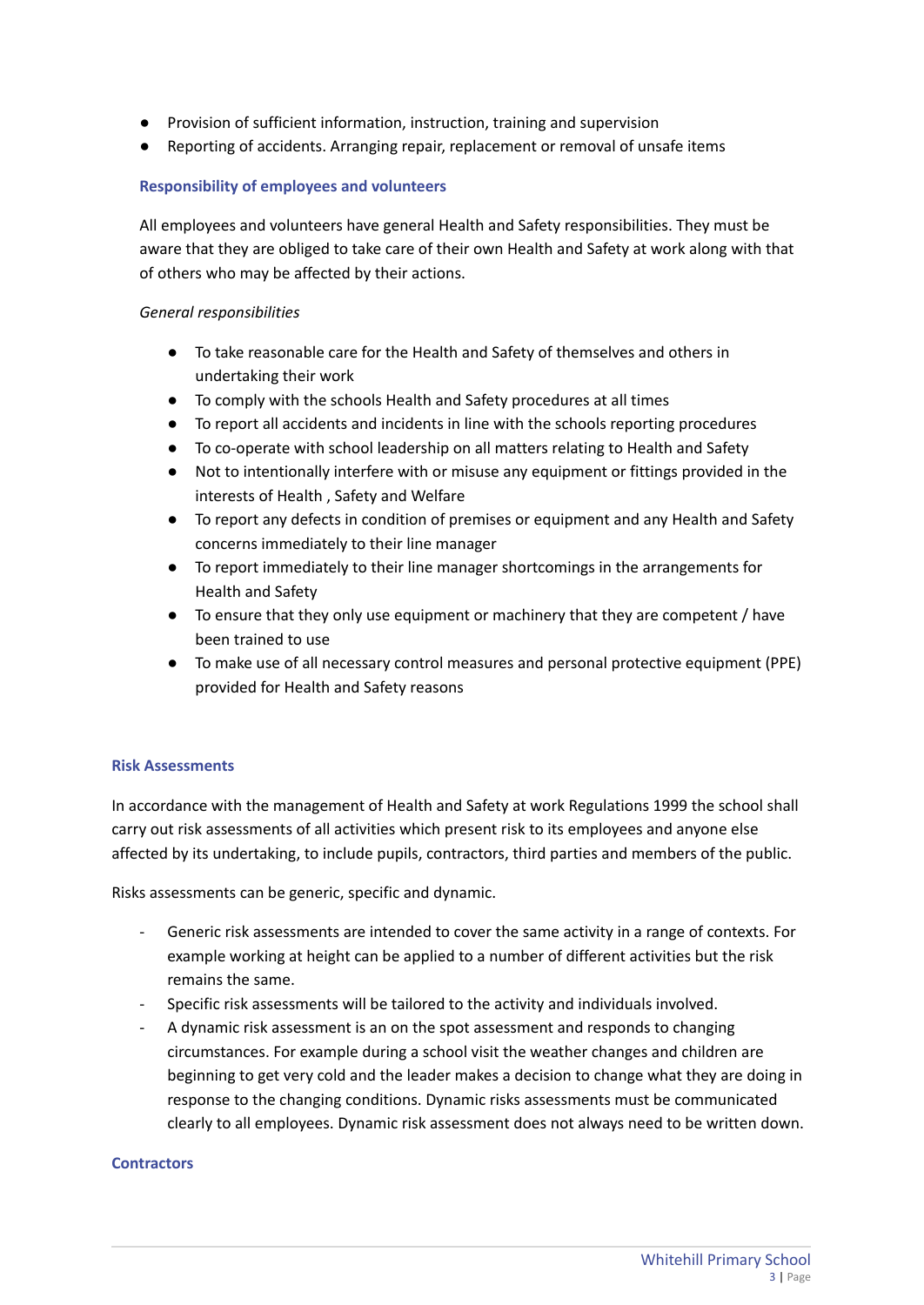- Provision of sufficient information, instruction, training and supervision
- Reporting of accidents. Arranging repair, replacement or removal of unsafe items

### Responsibility of employees and volunteers

All employees and volunteers have general Health and Safety responsibilities. They must be aware that they are obliged to take care of their own Health and Safety at work along with that of others who may be affected by their actions.

*General responsibilities*

- To take reasonable care for the Health and Safety of themselves and others in undertaking their work
- To comply with the schools Health and Safety procedures at all times
- To report all accidents and incidents in line with the schools reporting procedures
- To co-operate with school leadership on all matters relating to Health and Safety
- Not to intentionally interfere with or misuse any equipment or fittings provided in the interests of Health , Safety and Welfare
- To report any defects in condition of premises or equipment and any Health and Safety concerns immediately to their line manager
- To report immediately to their line manager shortcomings in the arrangements for Health and Safety
- To ensure that they only use equipment or machinery that they are competent / have been trained to use
- To make use of all necessary control measures and personal protective equipment (PPE) provided for Health and Safety reasons

## Risk Assessments

In accordance with the management of Health and Safety at work Regulations 1999 the school shall carry out risk assessments of all activities which present risk to its employees and anyone else affected by its undertaking, to include pupils, contractors, third parties and members of the public.

Risks assessments can be generic, specific and dynamic.

- Generic risk assessments are intended to cover the same activity in a range of contexts. For example working at height can be applied to a number of different activities but the risk remains the same.
- Specific risk assessments will be tailored to the activity and individuals involved.
- A dynamic risk assessment is an on the spot assessment and responds to changing circumstances. For example during a school visit the weather changes and children are beginning to get very cold and the leader makes a decision to change what they are doing in response to the changing conditions. Dynamic risks assessments must be communicated clearly to all employees. Dynamic risk assessment does not always need to be written down.

## Contractors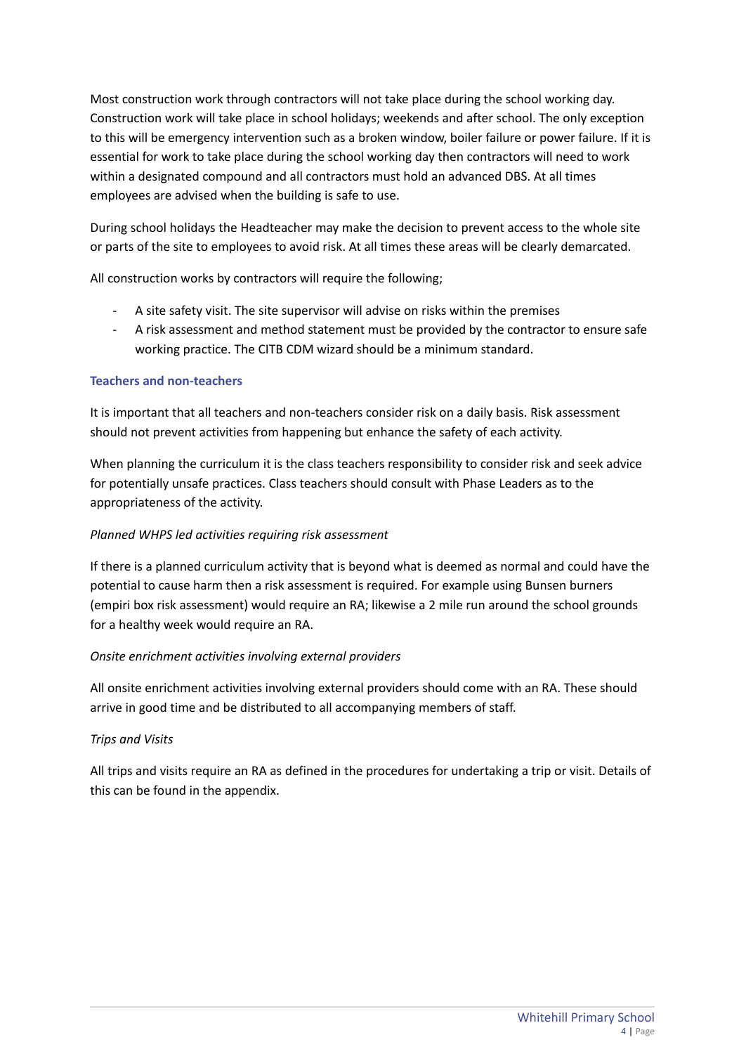Most construction work through contractors will not take place during the school working day. Construction work will take place in school holidays; weekends and after school. The only exception to this will be emergency intervention such as a broken window, boiler failure or power failure. If it is essential for work to take place during the school working day then contractors will need to work within a designated compound and all contractors must hold an advanced DBS. At all times employees are advised when the building is safe to use.

During school holidays the Headteacher may make the decision to prevent access to the whole site or parts of the site to employees to avoid risk. At all times these areas will be clearly demarcated.

All construction works by contractors will require the following;

- A site safety visit. The site supervisor will advise on risks within the premises
- A risk assessment and method statement must be provided by the contractor to ensure safe working practice. The CITB CDM wizard should be a minimum standard.

### Teachers and non-teachers

It is important that all teachers and non-teachers consider risk on a daily basis. Risk assessment should not prevent activities from happening but enhance the safety of each activity.

When planning the curriculum it is the class teachers responsibility to consider risk and seek advice for potentially unsafe practices. Class teachers should consult with Phase Leaders as to the appropriateness of the activity.

*Planned WHPS led activities requiring risk assessment*

If there is a planned curriculum activity that is beyond what is deemed as normal and could have the potential to cause harm then a risk assessment is required. For example using Bunsen burners (empiri box risk assessment) would require an RA; likewise a 2 mile run around the school grounds for a healthy week would require an RA.

*Onsite enrichment activities involving external providers*

All onsite enrichment activities involving external providers should come with an RA. These should arrive in good time and be distributed to all accompanying members of staff.

*Trips and Visits*

All trips and visits require an RA as defined in the procedures for undertaking a trip or visit. Details of this can be found in the appendix.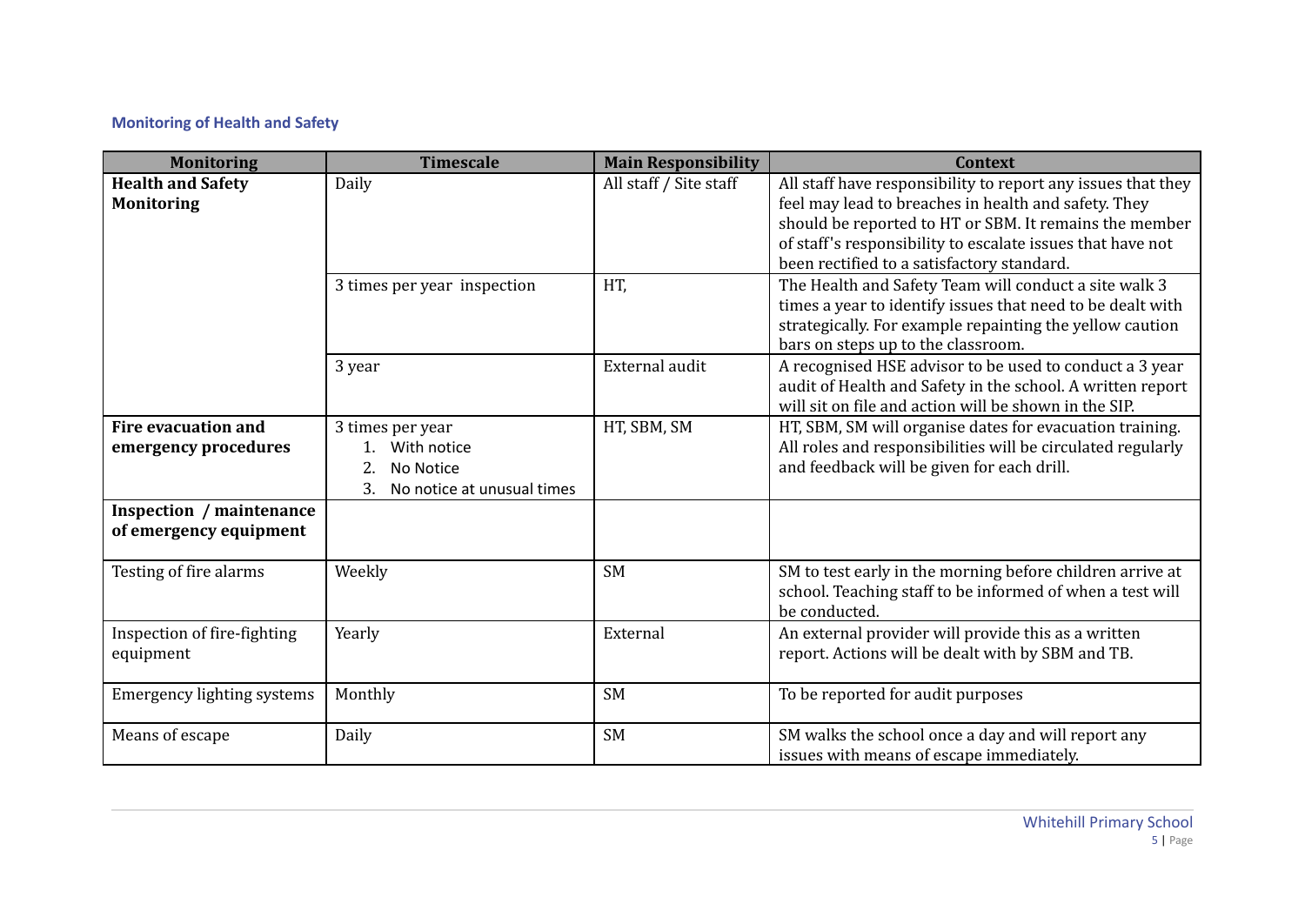## Monitoring of Health and Safety

| Monitoring | Timescale | Main Responsibility | Context |
|---|---|---|---|
| **Health and Safety Monitoring** | Daily | All staff / Site staff | All staff have responsibility to report any issues that they feel may lead to breaches in health and safety. They should be reported to HT or SBM. It remains the member of staff's responsibility to escalate issues that have not been rectified to a satisfactory standard. |
| | 3 times per year inspection | HT, | The Health and Safety Team will conduct a site walk 3 times a year to identify issues that need to be dealt with strategically. For example repainting the yellow caution bars on steps up to the classroom. |
| | 3 year | External audit | A recognised HSE advisor to be used to conduct a 3 year audit of Health and Safety in the school. A written report will sit on file and action will be shown in the SIP. |
| **Fire evacuation and emergency procedures** | 3 times per year<br>1. With notice<br>2. No Notice<br>3. No notice at unusual times | HT, SBM, SM | HT, SBM, SM will organise dates for evacuation training. All roles and responsibilities will be circulated regularly and feedback will be given for each drill. |
| **Inspection / maintenance of emergency equipment** | | | |
| Testing of fire alarms | Weekly | SM | SM to test early in the morning before children arrive at school. Teaching staff to be informed of when a test will be conducted. |
| Inspection of fire-fighting equipment | Yearly | External | An external provider will provide this as a written report. Actions will be dealt with by SBM and TB. |
| Emergency lighting systems | Monthly | SM | To be reported for audit purposes |
| Means of escape | Daily | SM | SM walks the school once a day and will report any issues with means of escape immediately. |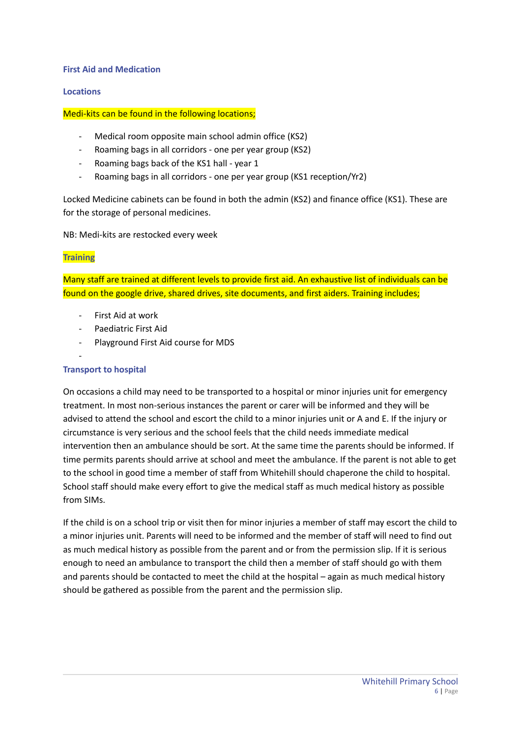## First Aid and Medication

### Locations

Medi-kits can be found in the following locations;

- Medical room opposite main school admin office (KS2)
- Roaming bags in all corridors - one per year group (KS2)
- Roaming bags back of the KS1 hall - year 1
- Roaming bags in all corridors - one per year group (KS1 reception/Yr2)

Locked Medicine cabinets can be found in both the admin (KS2) and finance office (KS1). These are for the storage of personal medicines.

NB: Medi-kits are restocked every week

### Training

Many staff are trained at different levels to provide first aid. An exhaustive list of individuals can be found on the google drive, shared drives, site documents, and first aiders. Training includes;

- First Aid at work
- Paediatric First Aid
- Playground First Aid course for MDS
-

### Transport to hospital

On occasions a child may need to be transported to a hospital or minor injuries unit for emergency treatment. In most non-serious instances the parent or carer will be informed and they will be advised to attend the school and escort the child to a minor injuries unit or A and E. If the injury or circumstance is very serious and the school feels that the child needs immediate medical intervention then an ambulance should be sort. At the same time the parents should be informed. If time permits parents should arrive at school and meet the ambulance. If the parent is not able to get to the school in good time a member of staff from Whitehill should chaperone the child to hospital. School staff should make every effort to give the medical staff as much medical history as possible from SIMs.

If the child is on a school trip or visit then for minor injuries a member of staff may escort the child to a minor injuries unit. Parents will need to be informed and the member of staff will need to find out as much medical history as possible from the parent and or from the permission slip. If it is serious enough to need an ambulance to transport the child then a member of staff should go with them and parents should be contacted to meet the child at the hospital – again as much medical history should be gathered as possible from the parent and the permission slip.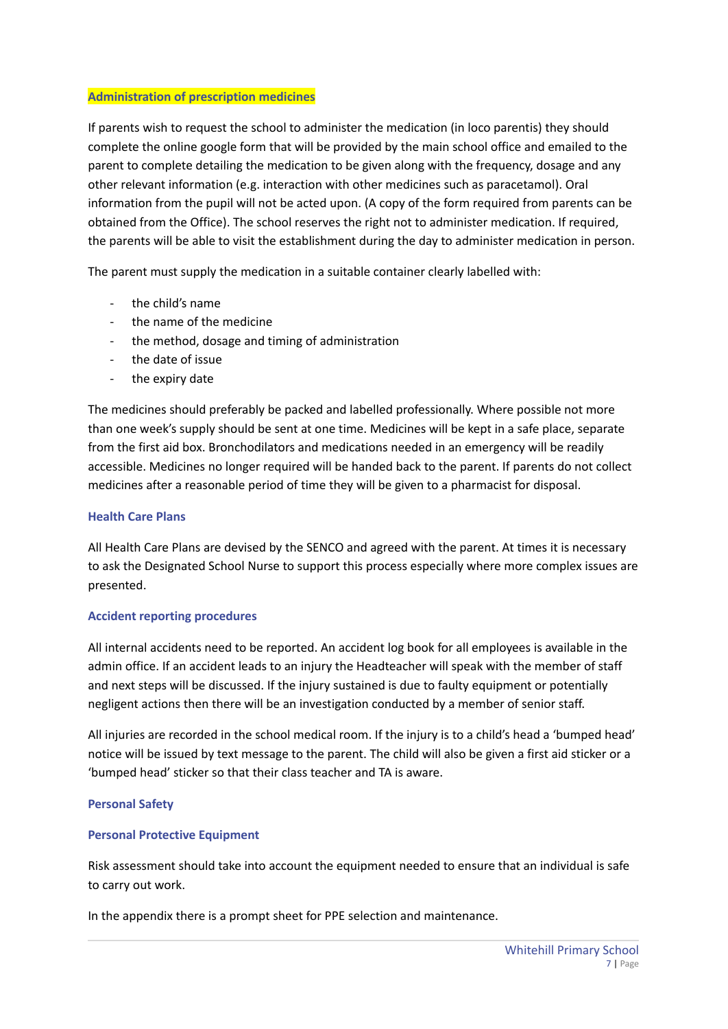## Administration of prescription medicines

If parents wish to request the school to administer the medication (in loco parentis) they should complete the online google form that will be provided by the main school office and emailed to the parent to complete detailing the medication to be given along with the frequency, dosage and any other relevant information (e.g. interaction with other medicines such as paracetamol). Oral information from the pupil will not be acted upon. (A copy of the form required from parents can be obtained from the Office). The school reserves the right not to administer medication. If required, the parents will be able to visit the establishment during the day to administer medication in person.

The parent must supply the medication in a suitable container clearly labelled with:

- the child's name
- the name of the medicine
- the method, dosage and timing of administration
- the date of issue
- the expiry date

The medicines should preferably be packed and labelled professionally. Where possible not more than one week's supply should be sent at one time. Medicines will be kept in a safe place, separate from the first aid box. Bronchodilators and medications needed in an emergency will be readily accessible. Medicines no longer required will be handed back to the parent. If parents do not collect medicines after a reasonable period of time they will be given to a pharmacist for disposal.

### Health Care Plans

All Health Care Plans are devised by the SENCO and agreed with the parent. At times it is necessary to ask the Designated School Nurse to support this process especially where more complex issues are presented.

### Accident reporting procedures

All internal accidents need to be reported. An accident log book for all employees is available in the admin office. If an accident leads to an injury the Headteacher will speak with the member of staff and next steps will be discussed. If the injury sustained is due to faulty equipment or potentially negligent actions then there will be an investigation conducted by a member of senior staff.

All injuries are recorded in the school medical room. If the injury is to a child's head a 'bumped head' notice will be issued by text message to the parent. The child will also be given a first aid sticker or a 'bumped head' sticker so that their class teacher and TA is aware.

### Personal Safety

### Personal Protective Equipment

Risk assessment should take into account the equipment needed to ensure that an individual is safe to carry out work.

In the appendix there is a prompt sheet for PPE selection and maintenance.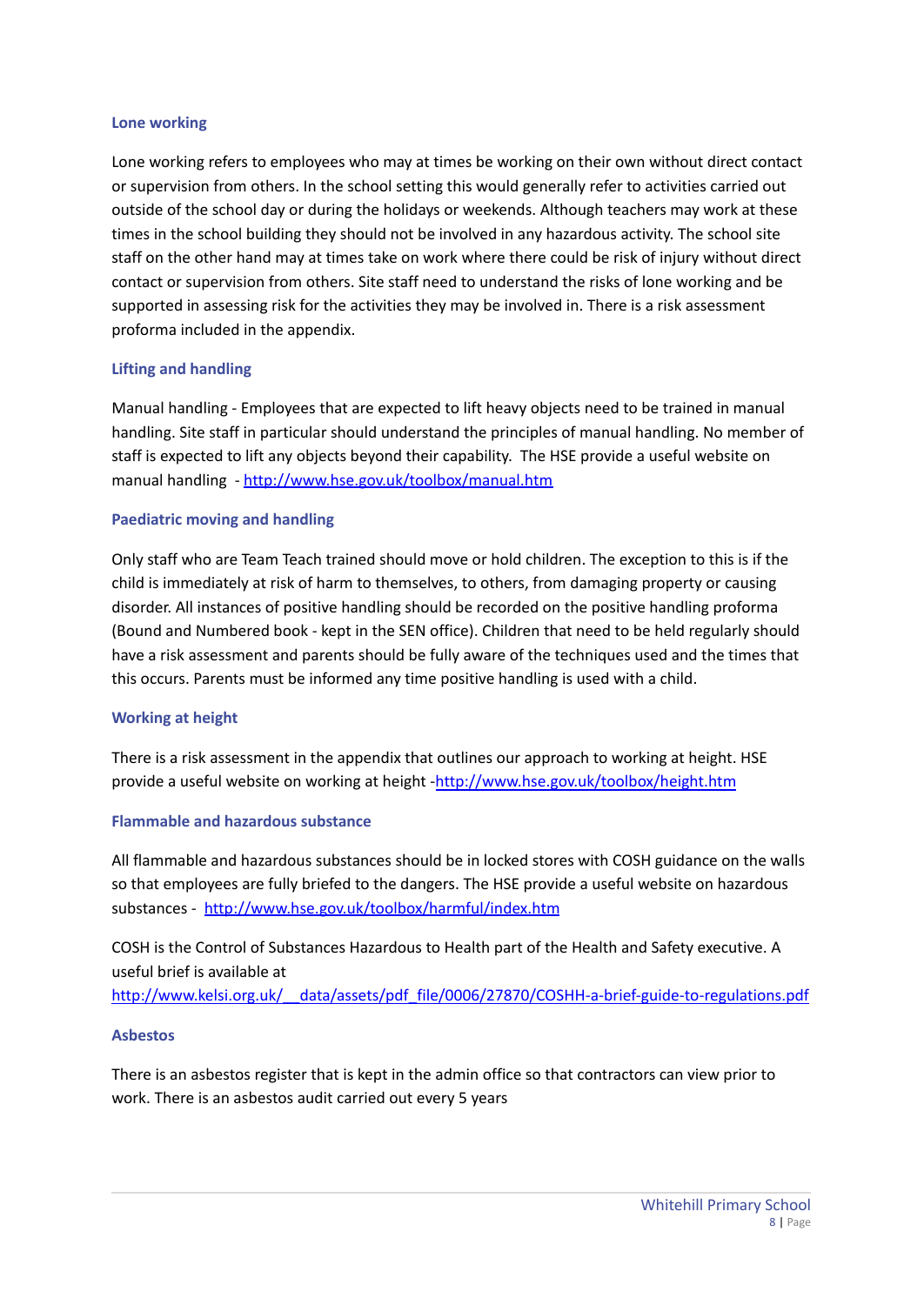### Lone working

Lone working refers to employees who may at times be working on their own without direct contact or supervision from others. In the school setting this would generally refer to activities carried out outside of the school day or during the holidays or weekends. Although teachers may work at these times in the school building they should not be involved in any hazardous activity. The school site staff on the other hand may at times take on work where there could be risk of injury without direct contact or supervision from others. Site staff need to understand the risks of lone working and be supported in assessing risk for the activities they may be involved in. There is a risk assessment proforma included in the appendix.

### Lifting and handling

Manual handling - Employees that are expected to lift heavy objects need to be trained in manual handling. Site staff in particular should understand the principles of manual handling. No member of staff is expected to lift any objects beyond their capability. The HSE provide a useful website on manual handling - http://www.hse.gov.uk/toolbox/manual.htm

### Paediatric moving and handling

Only staff who are Team Teach trained should move or hold children. The exception to this is if the child is immediately at risk of harm to themselves, to others, from damaging property or causing disorder. All instances of positive handling should be recorded on the positive handling proforma (Bound and Numbered book - kept in the SEN office). Children that need to be held regularly should have a risk assessment and parents should be fully aware of the techniques used and the times that this occurs. Parents must be informed any time positive handling is used with a child.

### Working at height

There is a risk assessment in the appendix that outlines our approach to working at height. HSE provide a useful website on working at height -http://www.hse.gov.uk/toolbox/height.htm

### Flammable and hazardous substance

All flammable and hazardous substances should be in locked stores with COSH guidance on the walls so that employees are fully briefed to the dangers. The HSE provide a useful website on hazardous substances - http://www.hse.gov.uk/toolbox/harmful/index.htm

COSH is the Control of Substances Hazardous to Health part of the Health and Safety executive. A useful brief is available at http://www.kelsi.org.uk/__data/assets/pdf_file/0006/27870/COSHH-a-brief-guide-to-regulations.pdf

### Asbestos

There is an asbestos register that is kept in the admin office so that contractors can view prior to work. There is an asbestos audit carried out every 5 years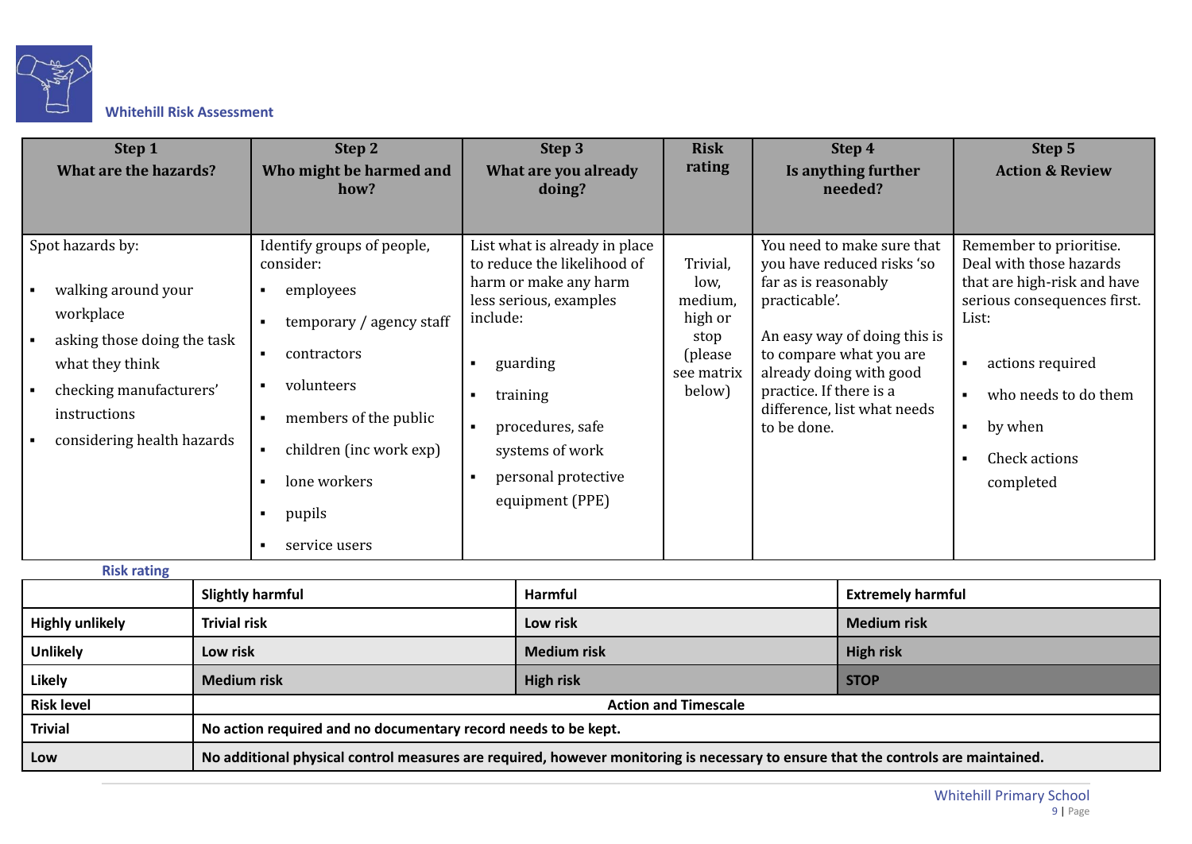**Whitehill Risk Assessment**

| Step 1<br>What are the hazards? | Step 2<br>Who might be harmed and how? | Step 3<br>What are you already doing? | Risk rating | Step 4<br>Is anything further needed? | Step 5<br>Action & Review |
|---|---|---|---|---|---|
| Spot hazards by:<br>▪ walking around your workplace<br>▪ asking those doing the task what they think<br>▪ checking manufacturers' instructions<br>▪ considering health hazards | Identify groups of people, consider:<br>▪ employees<br>▪ temporary / agency staff<br>▪ contractors<br>▪ volunteers<br>▪ members of the public<br>▪ children (inc work exp)<br>▪ lone workers<br>▪ pupils<br>▪ service users | List what is already in place to reduce the likelihood of harm or make any harm less serious, examples include:<br>▪ guarding<br>▪ training<br>▪ procedures, safe systems of work<br>▪ personal protective equipment (PPE) | Trivial, low, medium, high or stop (please see matrix below) | You need to make sure that you have reduced risks 'so far as is reasonably practicable'.<br><br>An easy way of doing this is to compare what you are already doing with good practice. If there is a difference, list what needs to be done. | Remember to prioritise. Deal with those hazards that are high-risk and have serious consequences first. List:<br>▪ actions required<br>▪ who needs to do them<br>▪ by when<br>▪ Check actions completed |

**Risk rating**

| | Slightly harmful | Harmful | Extremely harmful |
|---|---|---|---|
| **Highly unlikely** | Trivial risk | Low risk | Medium risk |
| **Unlikely** | Low risk | Medium risk | High risk |
| **Likely** | Medium risk | High risk | STOP |

| Risk level | Action and Timescale |
|---|---|
| **Trivial** | No action required and no documentary record needs to be kept. |
| **Low** | No additional physical control measures are required, however monitoring is necessary to ensure that the controls are maintained. |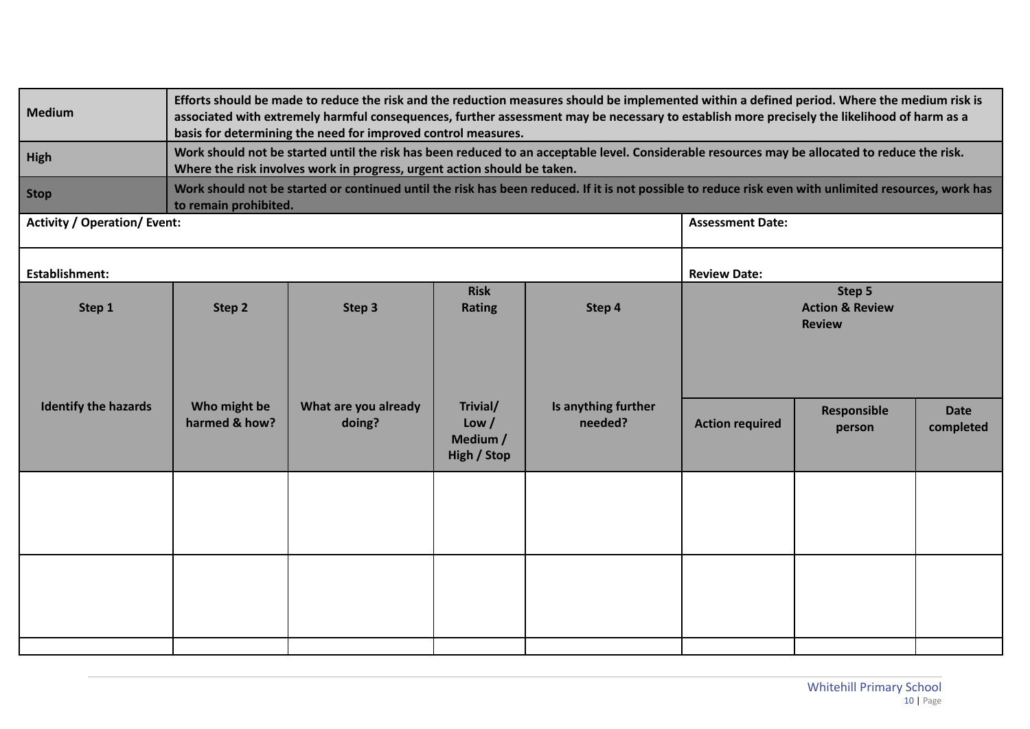| | |
|---|---|
| **Medium** | **Efforts should be made to reduce the risk and the reduction measures should be implemented within a defined period. Where the medium risk is associated with extremely harmful consequences, further assessment may be necessary to establish more precisely the likelihood of harm as a basis for determining the need for improved control measures.** |
| **High** | **Work should not be started until the risk has been reduced to an acceptable level. Considerable resources may be allocated to reduce the risk. Where the risk involves work in progress, urgent action should be taken.** |
| **Stop** | **Work should not be started or continued until the risk has been reduced. If it is not possible to reduce risk even with unlimited resources, work has to remain prohibited.** |

| | |
|---|---|
| **Activity / Operation/ Event:** | **Assessment Date:** |
| **Establishment:** | **Review Date:** |

| **Step 1** | **Step 2** | **Step 3** | **Risk Rating** | **Step 4** | **Step 5 Action & Review Review** | | |
|---|---|---|---|---|---|---|---|
| **Identify the hazards** | **Who might be harmed & how?** | **What are you already doing?** | **Trivial/ Low / Medium / High / Stop** | **Is anything further needed?** | **Action required** | **Responsible person** | **Date completed** |
| | | | | | | | |
| | | | | | | | |
| | | | | | | | |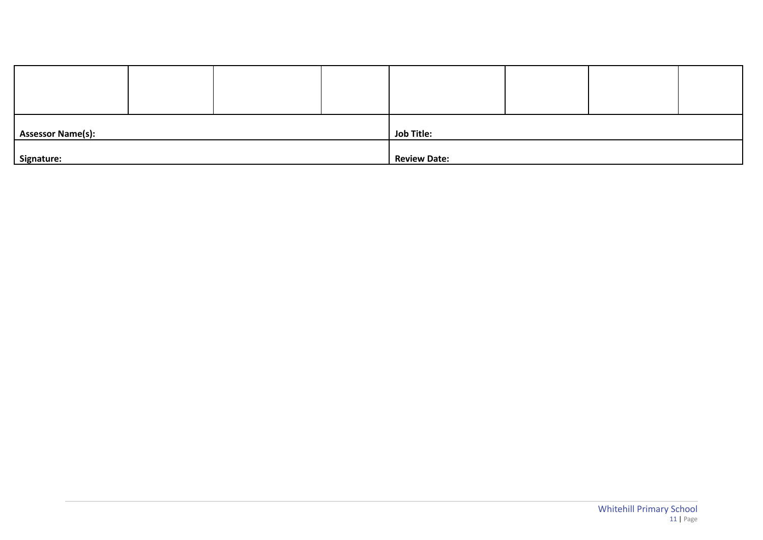| | | | | | | | |
|---|---|---|---|---|---|---|---|
| | | | | | | | |
| **Assessor Name(s):** | | | | **Job Title:** | | | |
| **Signature:** | | | | **Review Date:** | | | |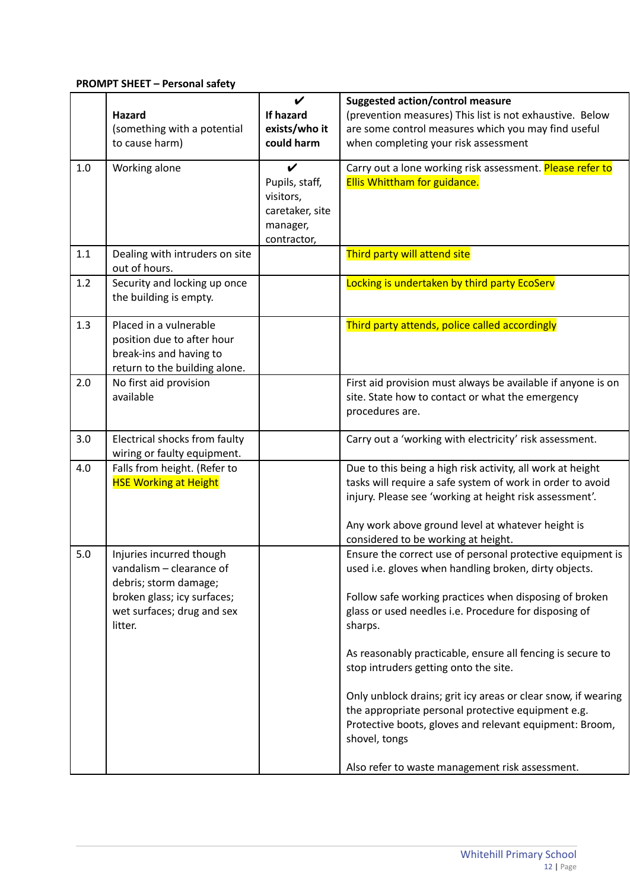**PROMPT SHEET – Personal safety**

| | Hazard (something with a potential to cause harm) | ✔ If hazard exists/who it could harm | Suggested action/control measure (prevention measures) This list is not exhaustive. Below are some control measures which you may find useful when completing your risk assessment |
|---|---|---|---|
| 1.0 | Working alone | ✔ Pupils, staff, visitors, caretaker, site manager, contractor, | Carry out a lone working risk assessment. Please refer to Ellis Whittham for guidance. |
| 1.1 | Dealing with intruders on site out of hours. | | Third party will attend site |
| 1.2 | Security and locking up once the building is empty. | | Locking is undertaken by third party EcoServ |
| 1.3 | Placed in a vulnerable position due to after hour break-ins and having to return to the building alone. | | Third party attends, police called accordingly |
| 2.0 | No first aid provision available | | First aid provision must always be available if anyone is on site. State how to contact or what the emergency procedures are. |
| 3.0 | Electrical shocks from faulty wiring or faulty equipment. | | Carry out a 'working with electricity' risk assessment. |
| 4.0 | Falls from height. (Refer to HSE Working at Height | | Due to this being a high risk activity, all work at height tasks will require a safe system of work in order to avoid injury. Please see 'working at height risk assessment'.<br><br>Any work above ground level at whatever height is considered to be working at height. |
| 5.0 | Injuries incurred though vandalism – clearance of debris; storm damage; broken glass; icy surfaces; wet surfaces; drug and sex litter. | | Ensure the correct use of personal protective equipment is used i.e. gloves when handling broken, dirty objects.<br><br>Follow safe working practices when disposing of broken glass or used needles i.e. Procedure for disposing of sharps.<br><br>As reasonably practicable, ensure all fencing is secure to stop intruders getting onto the site.<br><br>Only unblock drains; grit icy areas or clear snow, if wearing the appropriate personal protective equipment e.g. Protective boots, gloves and relevant equipment: Broom, shovel, tongs<br><br>Also refer to waste management risk assessment. |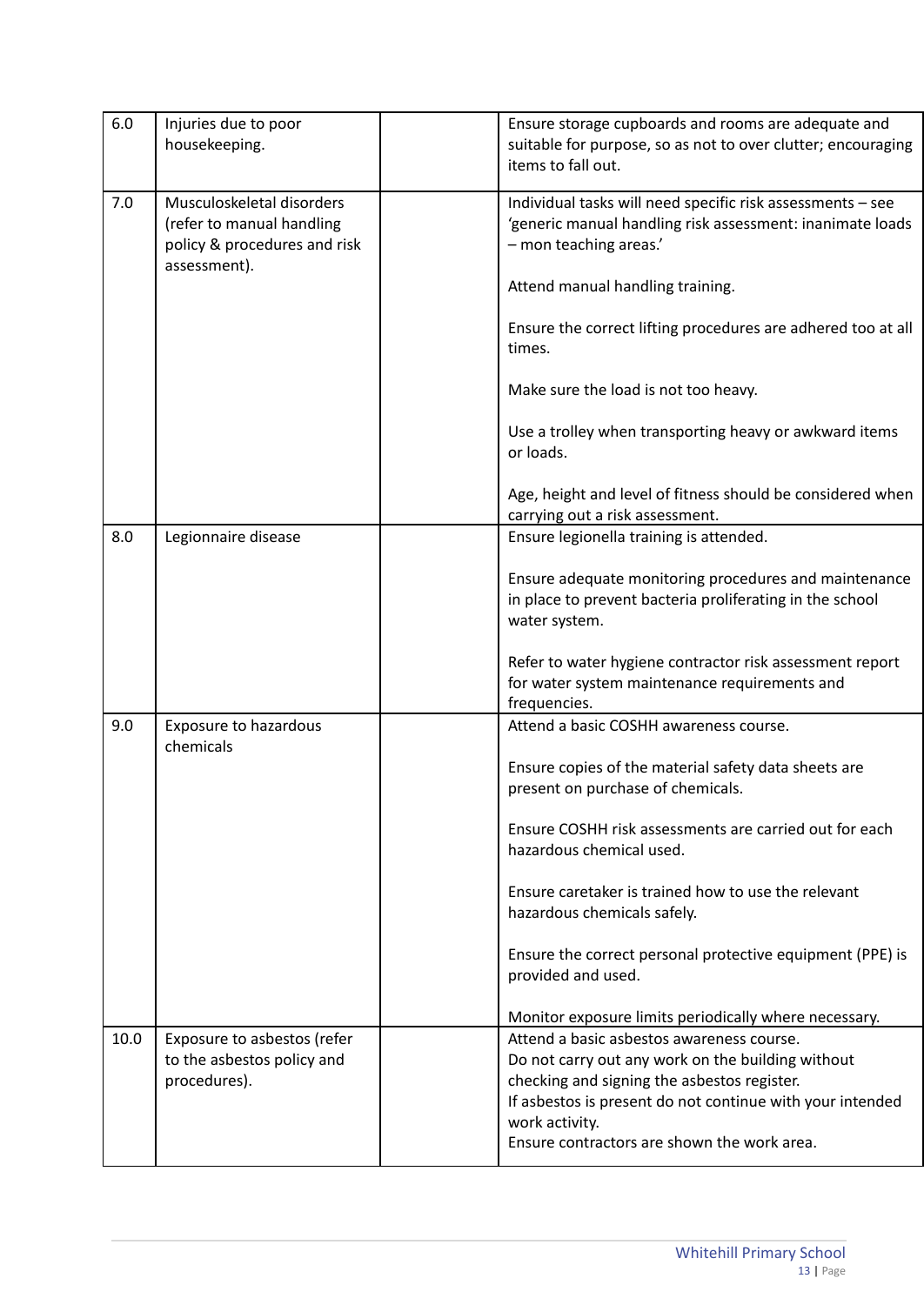| | | | |
|---|---|---|---|
| 6.0 | Injuries due to poor housekeeping. | | Ensure storage cupboards and rooms are adequate and suitable for purpose, so as not to over clutter; encouraging items to fall out. |
| 7.0 | Musculoskeletal disorders (refer to manual handling policy & procedures and risk assessment). | | Individual tasks will need specific risk assessments – see 'generic manual handling risk assessment: inanimate loads – mon teaching areas.'<br><br>Attend manual handling training.<br><br>Ensure the correct lifting procedures are adhered too at all times.<br><br>Make sure the load is not too heavy.<br><br>Use a trolley when transporting heavy or awkward items or loads.<br><br>Age, height and level of fitness should be considered when carrying out a risk assessment. |
| 8.0 | Legionnaire disease | | Ensure legionella training is attended.<br><br>Ensure adequate monitoring procedures and maintenance in place to prevent bacteria proliferating in the school water system.<br><br>Refer to water hygiene contractor risk assessment report for water system maintenance requirements and frequencies. |
| 9.0 | Exposure to hazardous chemicals | | Attend a basic COSHH awareness course.<br><br>Ensure copies of the material safety data sheets are present on purchase of chemicals.<br><br>Ensure COSHH risk assessments are carried out for each hazardous chemical used.<br><br>Ensure caretaker is trained how to use the relevant hazardous chemicals safely.<br><br>Ensure the correct personal protective equipment (PPE) is provided and used.<br><br>Monitor exposure limits periodically where necessary. |
| 10.0 | Exposure to asbestos (refer to the asbestos policy and procedures). | | Attend a basic asbestos awareness course.<br>Do not carry out any work on the building without checking and signing the asbestos register.<br>If asbestos is present do not continue with your intended work activity.<br>Ensure contractors are shown the work area. |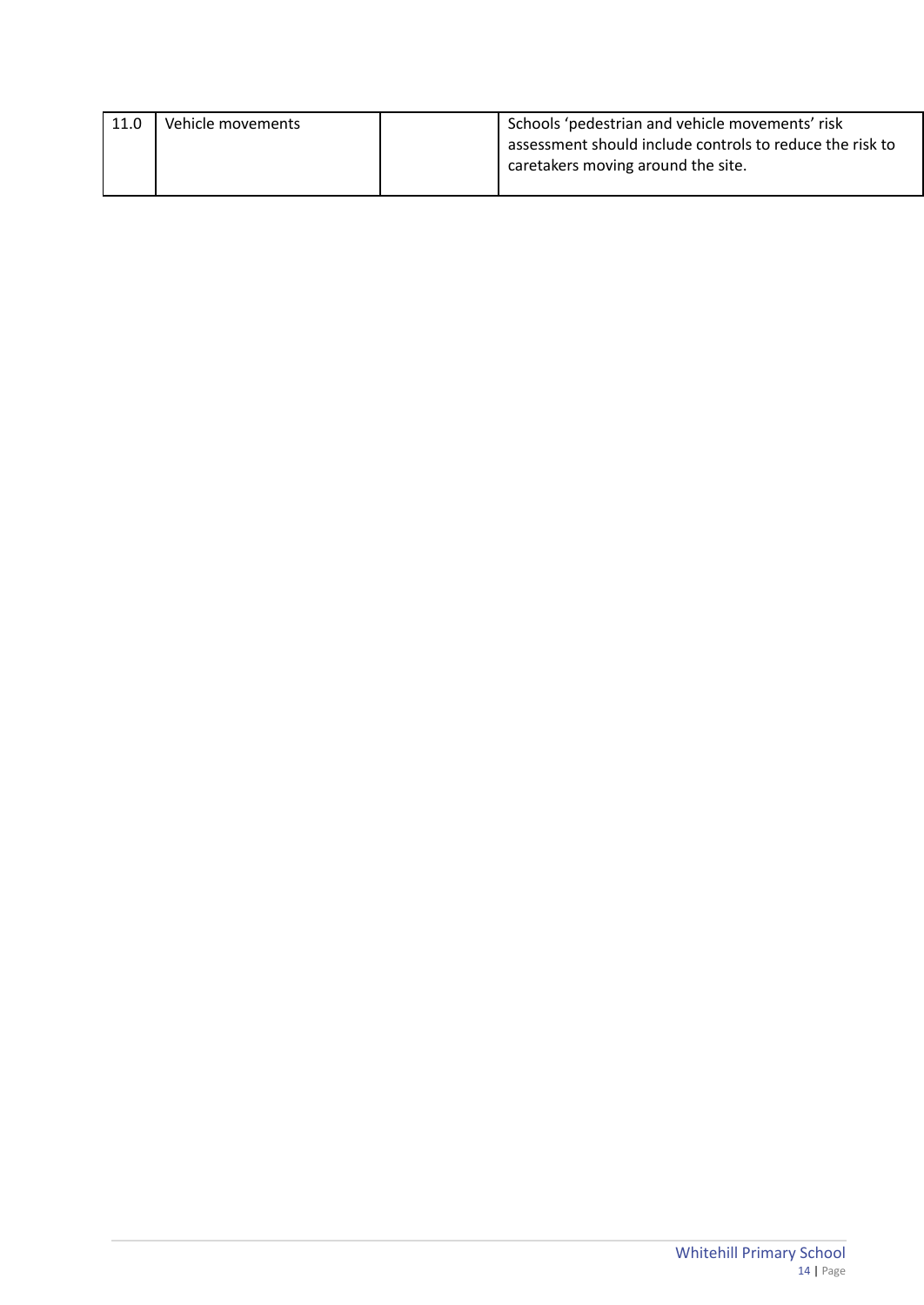| | | | |
|---|---|---|---|
| 11.0 | Vehicle movements | | Schools 'pedestrian and vehicle movements' risk assessment should include controls to reduce the risk to caretakers moving around the site. |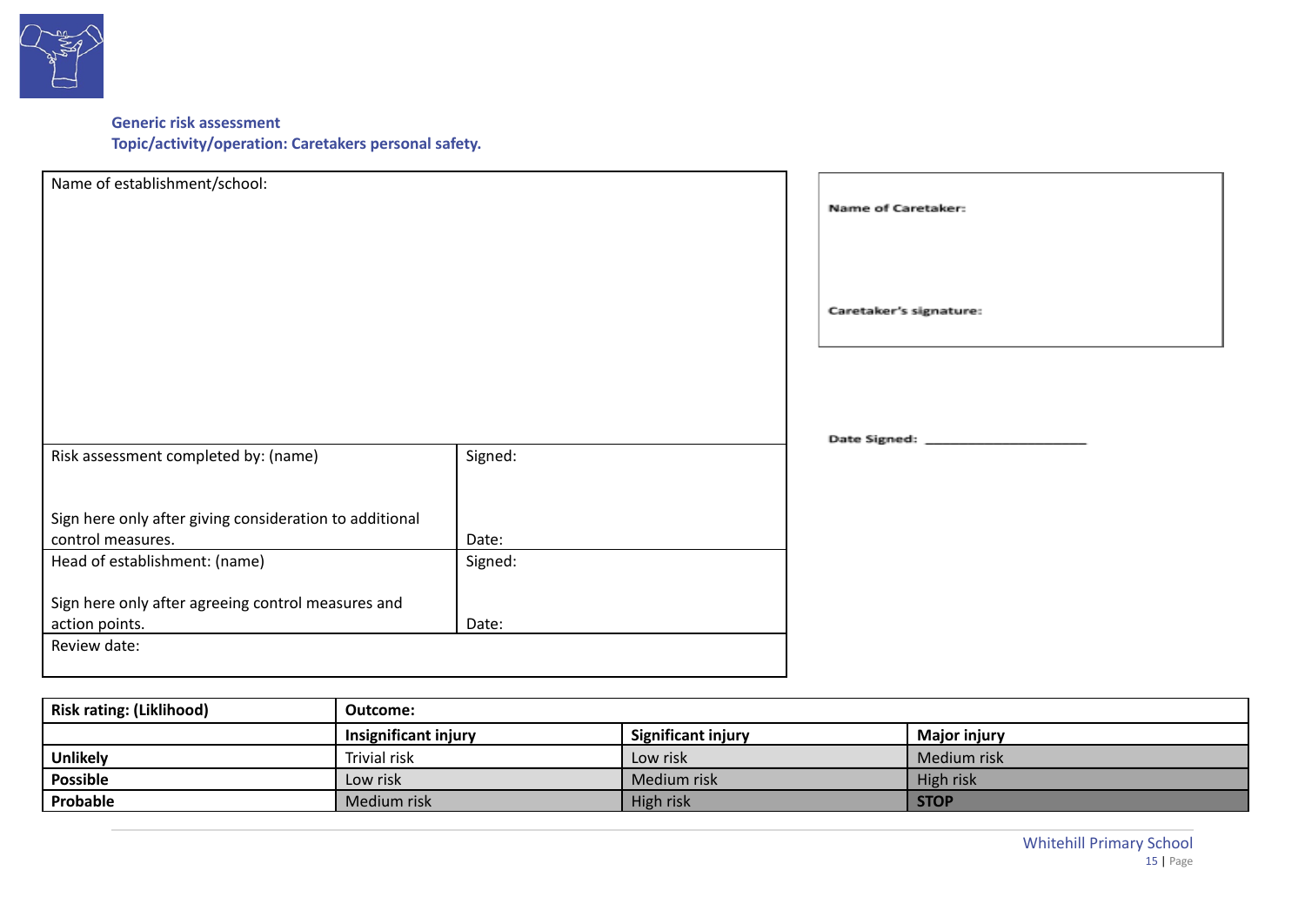**Generic risk assessment**
**Topic/activity/operation: Caretakers personal safety.**

| Name of establishment/school: | |
|---|---|
| Risk assessment completed by: (name)<br><br>Sign here only after giving consideration to additional control measures. | Signed:<br><br>Date: |
| Head of establishment: (name)<br><br>Sign here only after agreeing control measures and action points. | Signed:<br><br>Date: |
| Review date: | |

**Name of Caretaker:**

**Caretaker's signature:**

**Date Signed:** ____________________

| Risk rating: (Liklihood) | Outcome: | | |
|---|---|---|---|
| | **Insignificant injury** | **Significant injury** | **Major injury** |
| **Unlikely** | Trivial risk | Low risk | Medium risk |
| **Possible** | Low risk | Medium risk | High risk |
| **Probable** | Medium risk | High risk | **STOP** |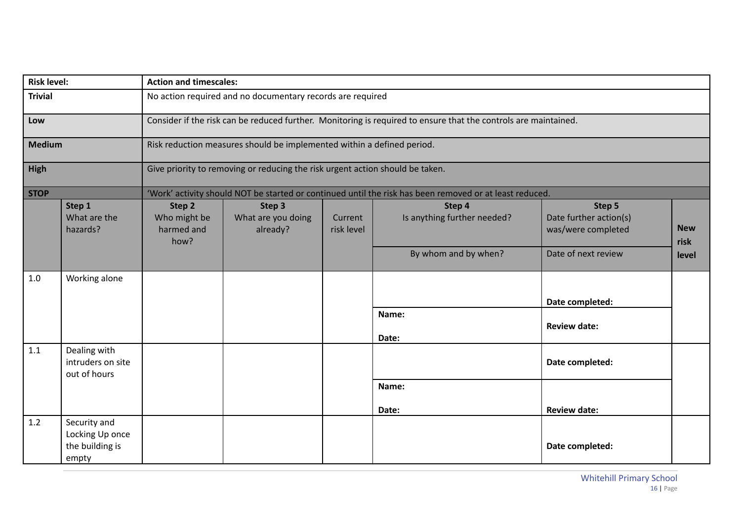| Risk level: | Action and timescales: |
|---|---|
| **Trivial** | No action required and no documentary records are required |
| **Low** | Consider if the risk can be reduced further. Monitoring is required to ensure that the controls are maintained. |
| **Medium** | Risk reduction measures should be implemented within a defined period. |
| **High** | Give priority to removing or reducing the risk urgent action should be taken. |
| **STOP** | 'Work' activity should NOT be started or continued until the risk has been removed or at least reduced. |

| | **Step 1** What are the hazards? | **Step 2** Who might be harmed and how? | **Step 3** What are you doing already? | Current risk level | **Step 4** Is anything further needed? / By whom and by when? | **Step 5** Date further action(s) was/were completed / Date of next review | **New risk level** |
|---|---|---|---|---|---|---|---|
| 1.0 | Working alone | | | | **Name:** **Date:** | **Date completed:** **Review date:** | |
| 1.1 | Dealing with intruders on site out of hours | | | | **Name:** **Date:** | **Date completed:** **Review date:** | |
| 1.2 | Security and Locking Up once the building is empty | | | | | **Date completed:** | |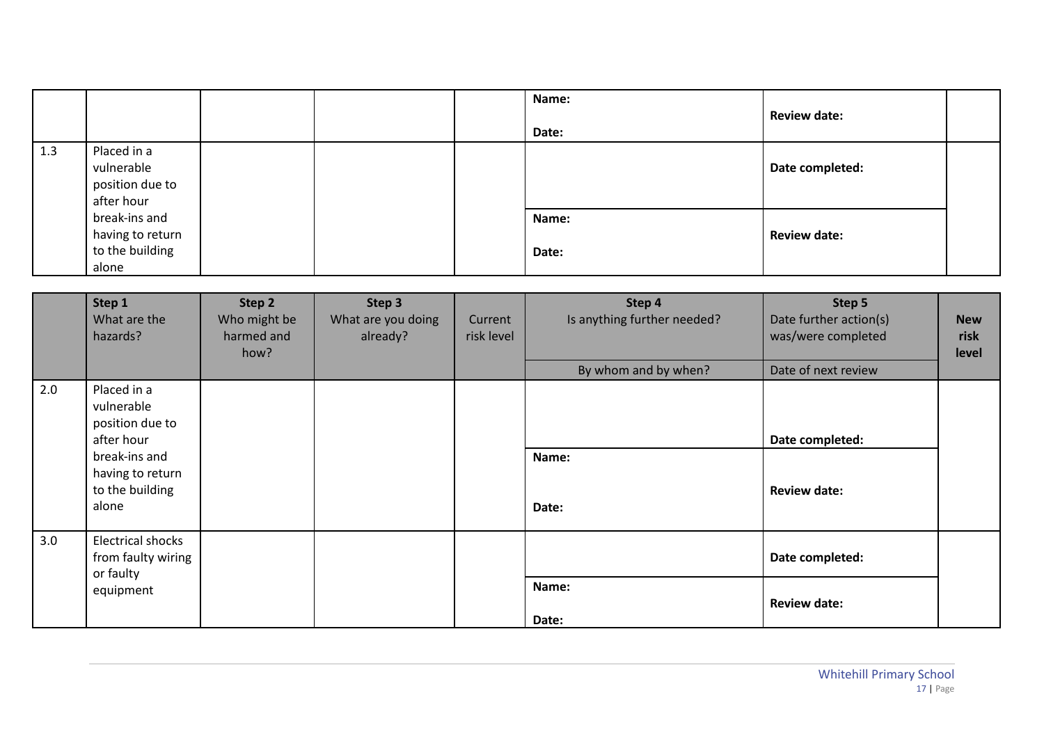| | | | | | Name:<br><br>Date: | **Review date:** | |
|---|---|---|---|---|---|---|---|
| 1.3 | Placed in a vulnerable position due to after hour break-ins and having to return to the building alone | | | | | **Date completed:** | |
| | | | | | **Name:**<br><br>**Date:** | **Review date:** | |

| | **Step 1** What are the hazards? | **Step 2** Who might be harmed and how? | **Step 3** What are you doing already? | Current risk level | **Step 4** Is anything further needed? | **Step 5** Date further action(s) was/were completed | **New risk level** |
|---|---|---|---|---|---|---|---|
| | | | | | By whom and by when? | Date of next review | |
| 2.0 | Placed in a vulnerable position due to after hour break-ins and having to return to the building alone | | | | | **Date completed:** | |
| | | | | | **Name:**<br><br>**Date:** | **Review date:** | |
| 3.0 | Electrical shocks from faulty wiring or faulty equipment | | | | | **Date completed:** | |
| | | | | | **Name:**<br><br>**Date:** | **Review date:** | |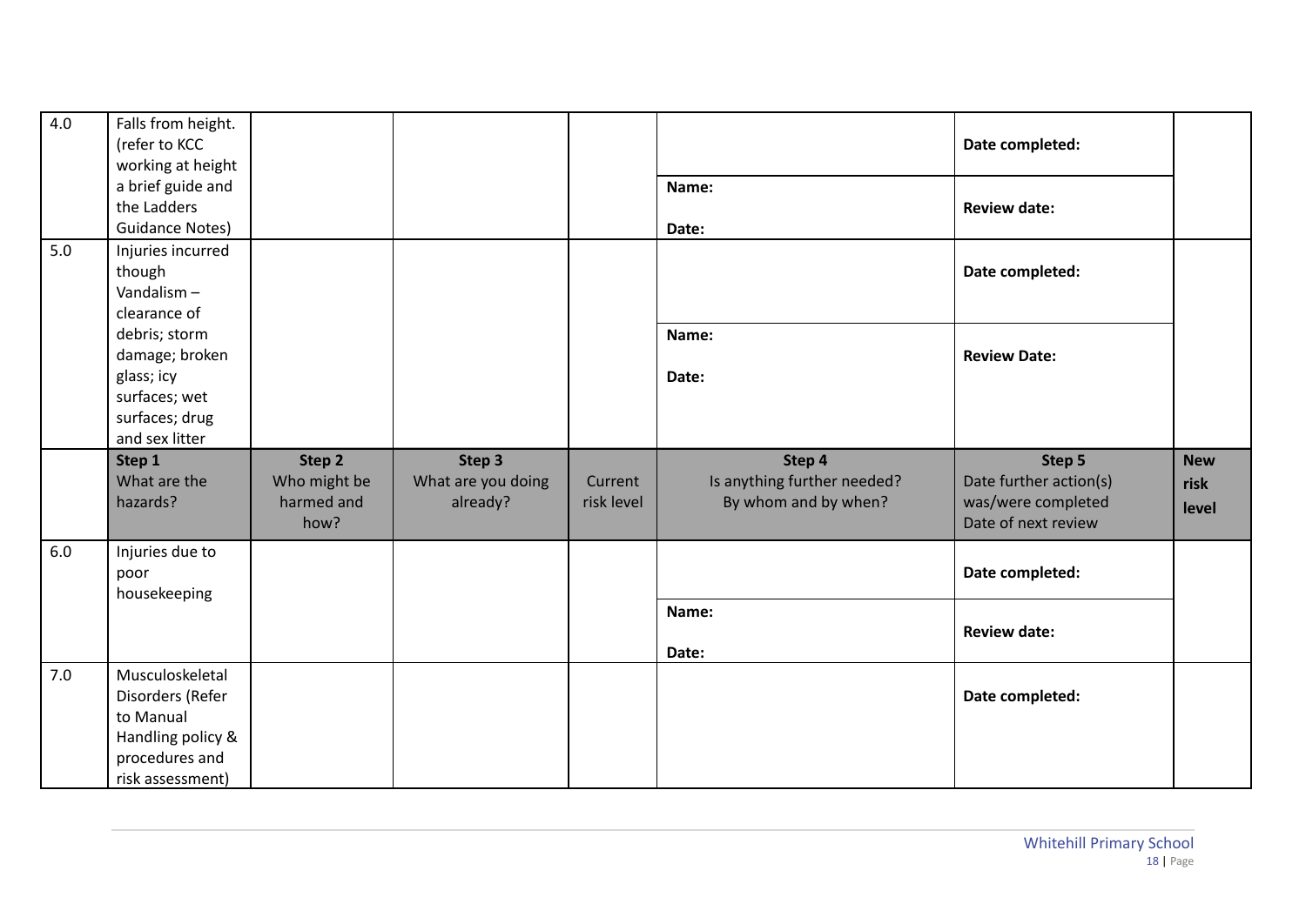| 4.0 | Falls from height. (refer to KCC working at height a brief guide and the Ladders Guidance Notes) | | | | Name:<br><br>Date: | **Date completed:**<br><br>**Review date:** | |
|---|---|---|---|---|---|---|---|
| 5.0 | Injuries incurred though Vandalism – clearance of debris; storm damage; broken glass; icy surfaces; wet surfaces; drug and sex litter | | | | Name:<br><br>Date: | **Date completed:**<br><br>**Review Date:** | |
| | **Step 1**<br>What are the hazards? | **Step 2**<br>Who might be harmed and how? | **Step 3**<br>What are you doing already? | Current risk level | **Step 4**<br>Is anything further needed?<br>By whom and by when? | **Step 5**<br>Date further action(s) was/were completed<br>Date of next review | **New risk level** |
| 6.0 | Injuries due to poor housekeeping | | | | Name:<br><br>Date: | **Date completed:**<br><br>**Review date:** | |
| 7.0 | Musculoskeletal Disorders (Refer to Manual Handling policy & procedures and risk assessment) | | | | | **Date completed:** | |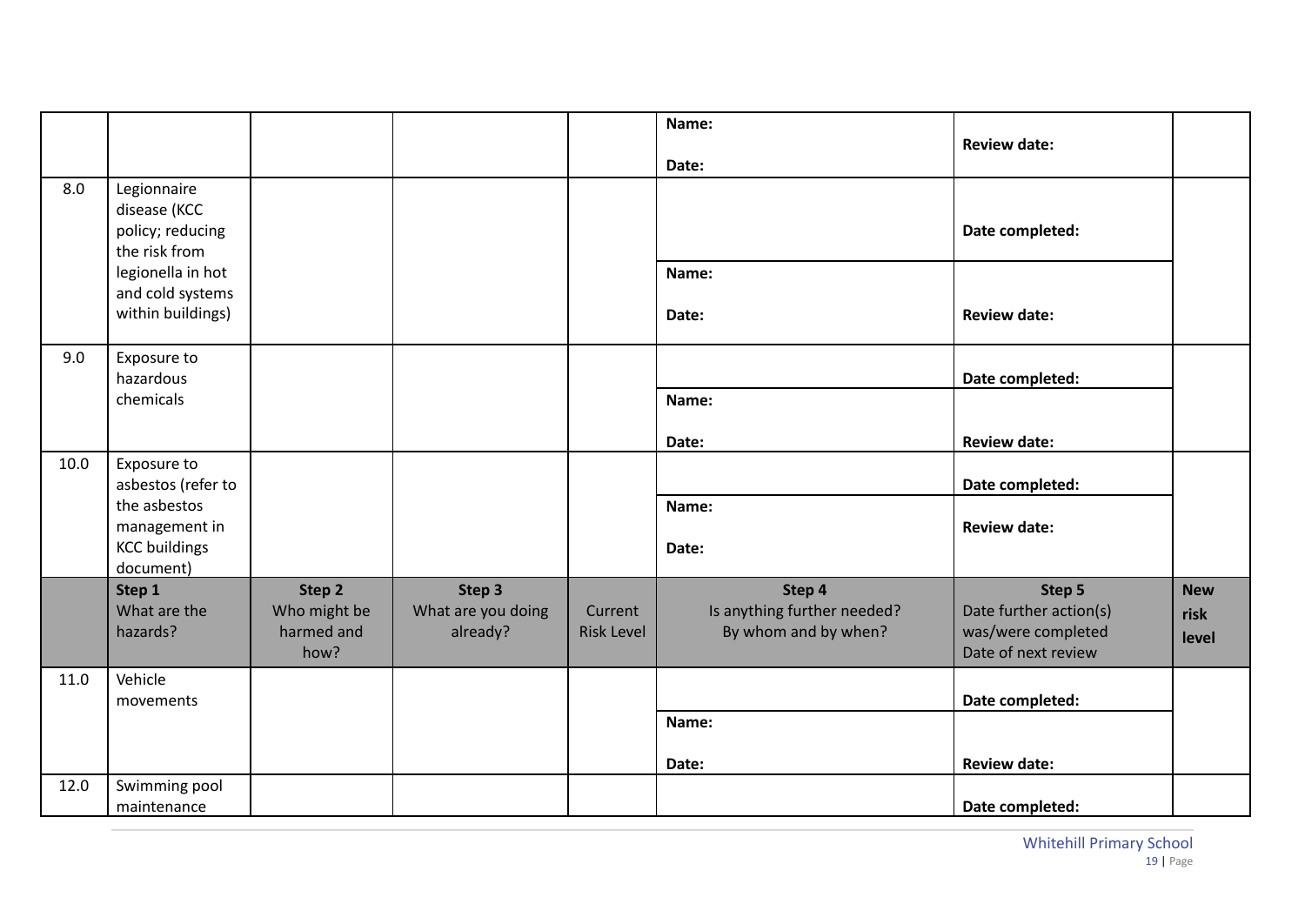| | | | | | | | |
|---|---|---|---|---|---|---|---|
| | | | | | **Name:**<br><br>**Date:** | **Review date:** | |
| 8.0 | Legionnaire disease (KCC policy; reducing the risk from legionella in hot and cold systems within buildings) | | | | | **Date completed:** | |
| | | | | | **Name:**<br><br>**Date:** | **Review date:** | |
| 9.0 | Exposure to hazardous chemicals | | | | | **Date completed:** | |
| | | | | | **Name:**<br><br>**Date:** | **Review date:** | |
| 10.0 | Exposure to asbestos (refer to the asbestos management in KCC buildings document) | | | | | **Date completed:** | |
| | | | | | **Name:**<br><br>**Date:** | **Review date:** | |
| | **Step 1** What are the hazards? | **Step 2** Who might be harmed and how? | **Step 3** What are you doing already? | Current Risk Level | **Step 4** Is anything further needed? By whom and by when? | **Step 5** Date further action(s) was/were completed Date of next review | **New risk level** |
| 11.0 | Vehicle movements | | | | | **Date completed:** | |
| | | | | | **Name:**<br><br>**Date:** | **Review date:** | |
| 12.0 | Swimming pool maintenance | | | | | **Date completed:** | |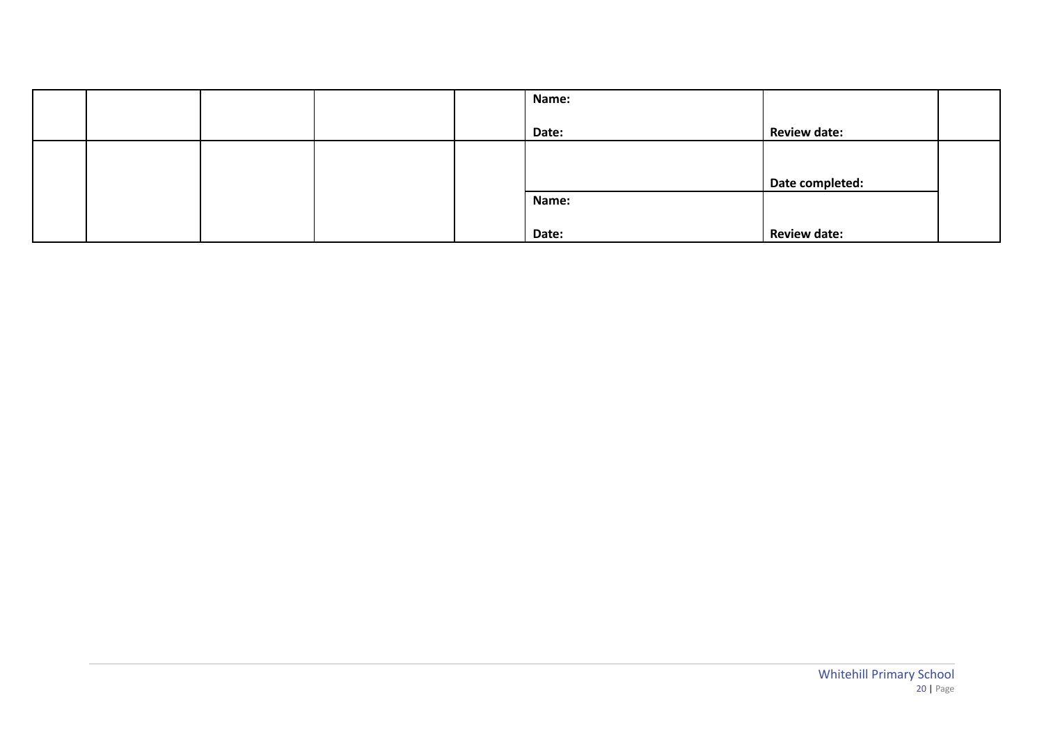| | | | | | | | |
|---|---|---|---|---|---|---|---|
| | | | | | **Name:**<br><br>**Date:** | **Review date:** | |
| | | | | | | **Date completed:** | |
| | | | | | **Name:**<br><br>**Date:** | **Review date:** | |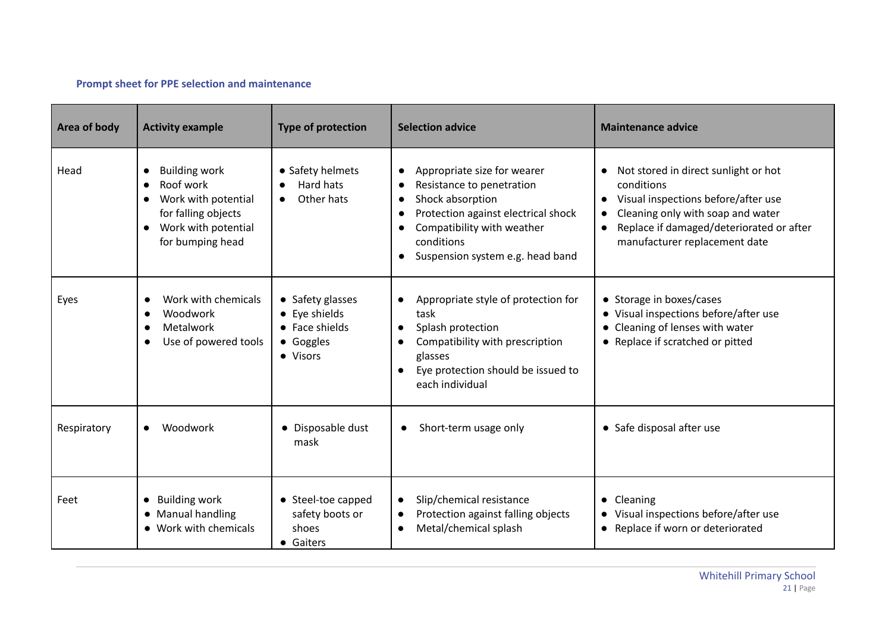### Prompt sheet for PPE selection and maintenance

| Area of body | Activity example | Type of protection | Selection advice | Maintenance advice |
|---|---|---|---|---|
| Head | • Building work<br>• Roof work<br>• Work with potential for falling objects<br>• Work with potential for bumping head | • Safety helmets<br>• Hard hats<br>• Other hats | • Appropriate size for wearer<br>• Resistance to penetration<br>• Shock absorption<br>• Protection against electrical shock<br>• Compatibility with weather conditions<br>• Suspension system e.g. head band | • Not stored in direct sunlight or hot conditions<br>• Visual inspections before/after use<br>• Cleaning only with soap and water<br>• Replace if damaged/deteriorated or after manufacturer replacement date |
| Eyes | • Work with chemicals<br>• Woodwork<br>• Metalwork<br>• Use of powered tools | • Safety glasses<br>• Eye shields<br>• Face shields<br>• Goggles<br>• Visors | • Appropriate style of protection for task<br>• Splash protection<br>• Compatibility with prescription glasses<br>• Eye protection should be issued to each individual | • Storage in boxes/cases<br>• Visual inspections before/after use<br>• Cleaning of lenses with water<br>• Replace if scratched or pitted |
| Respiratory | • Woodwork | • Disposable dust mask | • Short-term usage only | • Safe disposal after use |
| Feet | • Building work<br>• Manual handling<br>• Work with chemicals | • Steel-toe capped safety boots or shoes<br>• Gaiters | • Slip/chemical resistance<br>• Protection against falling objects<br>• Metal/chemical splash | • Cleaning<br>• Visual inspections before/after use<br>• Replace if worn or deteriorated |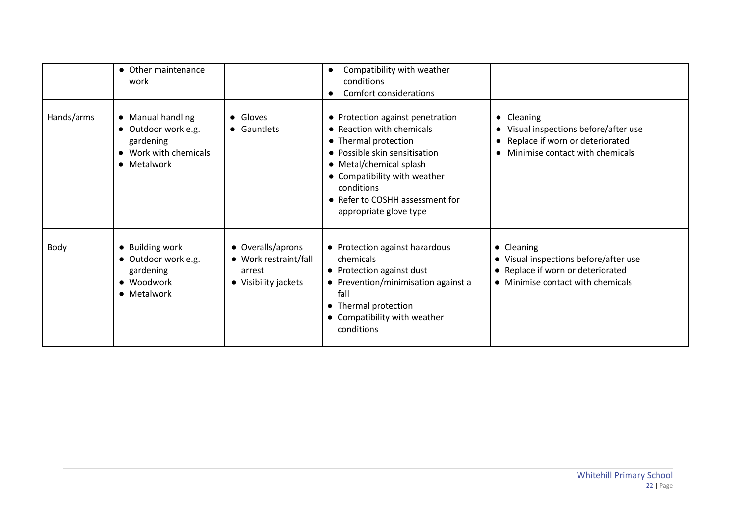| | | | | |
|---|---|---|---|---|
| | • Other maintenance work | | • Compatibility with weather conditions<br>• Comfort considerations | |
| Hands/arms | • Manual handling<br>• Outdoor work e.g. gardening<br>• Work with chemicals<br>• Metalwork | • Gloves<br>• Gauntlets | • Protection against penetration<br>• Reaction with chemicals<br>• Thermal protection<br>• Possible skin sensitisation<br>• Metal/chemical splash<br>• Compatibility with weather conditions<br>• Refer to COSHH assessment for appropriate glove type | • Cleaning<br>• Visual inspections before/after use<br>• Replace if worn or deteriorated<br>• Minimise contact with chemicals |
| Body | • Building work<br>• Outdoor work e.g. gardening<br>• Woodwork<br>• Metalwork | • Overalls/aprons<br>• Work restraint/fall arrest<br>• Visibility jackets | • Protection against hazardous chemicals<br>• Protection against dust<br>• Prevention/minimisation against a fall<br>• Thermal protection<br>• Compatibility with weather conditions | • Cleaning<br>• Visual inspections before/after use<br>• Replace if worn or deteriorated<br>• Minimise contact with chemicals |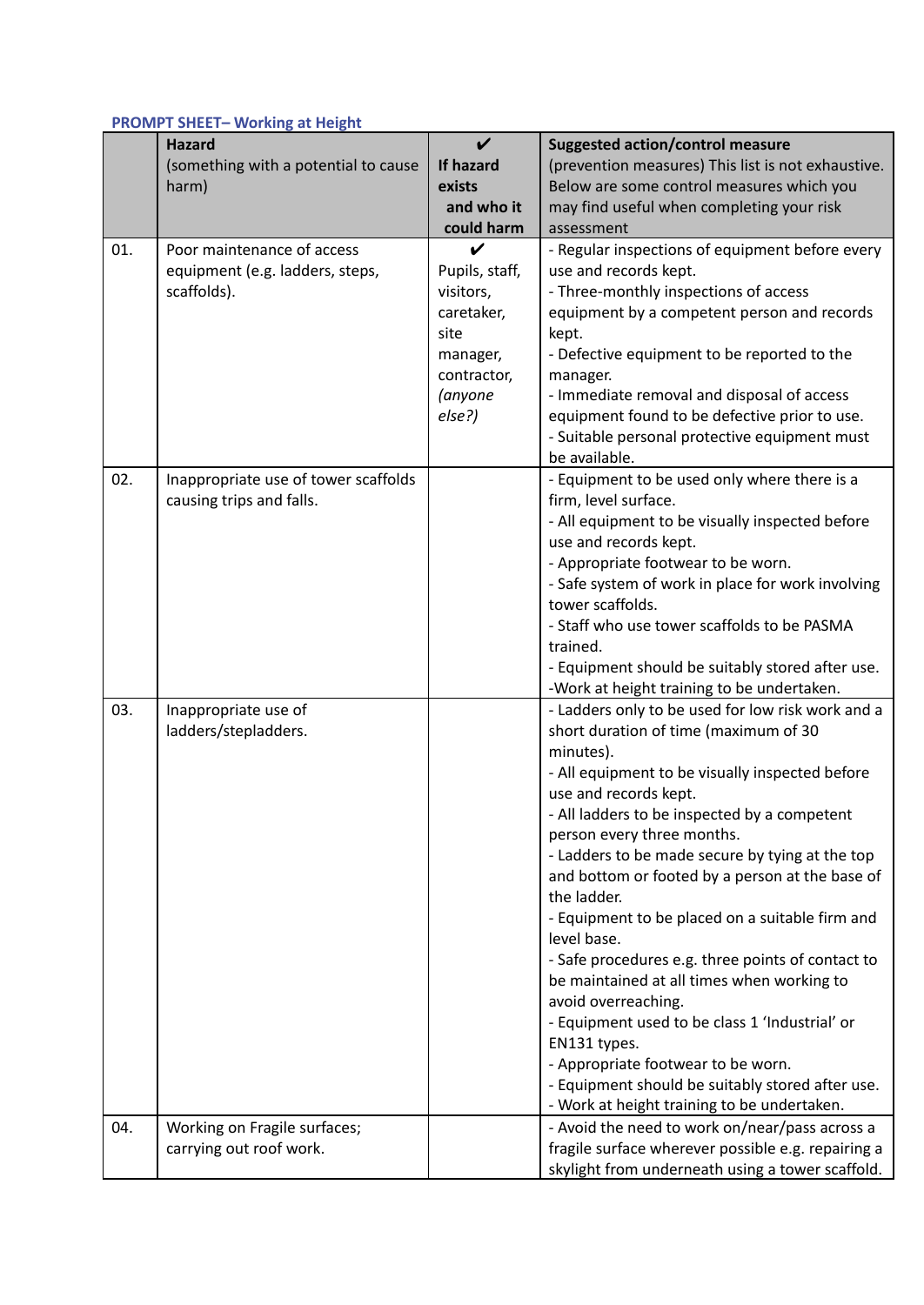**PROMPT SHEET– Working at Height**

| | **Hazard** (something with a potential to cause harm) | **✔ If hazard exists and who it could harm** | **Suggested action/control measure** (prevention measures) This list is not exhaustive. Below are some control measures which you may find useful when completing your risk assessment |
|---|---|---|---|
| 01. | Poor maintenance of access equipment (e.g. ladders, steps, scaffolds). | ✔ Pupils, staff, visitors, caretaker, site manager, contractor, *(anyone else?)* | - Regular inspections of equipment before every use and records kept.<br>- Three-monthly inspections of access equipment by a competent person and records kept.<br>- Defective equipment to be reported to the manager.<br>- Immediate removal and disposal of access equipment found to be defective prior to use.<br>- Suitable personal protective equipment must be available. |
| 02. | Inappropriate use of tower scaffolds causing trips and falls. | | - Equipment to be used only where there is a firm, level surface.<br>- All equipment to be visually inspected before use and records kept.<br>- Appropriate footwear to be worn.<br>- Safe system of work in place for work involving tower scaffolds.<br>- Staff who use tower scaffolds to be PASMA trained.<br>- Equipment should be suitably stored after use.<br>-Work at height training to be undertaken. |
| 03. | Inappropriate use of ladders/stepladders. | | - Ladders only to be used for low risk work and a short duration of time (maximum of 30 minutes).<br>- All equipment to be visually inspected before use and records kept.<br>- All ladders to be inspected by a competent person every three months.<br>- Ladders to be made secure by tying at the top and bottom or footed by a person at the base of the ladder.<br>- Equipment to be placed on a suitable firm and level base.<br>- Safe procedures e.g. three points of contact to be maintained at all times when working to avoid overreaching.<br>- Equipment used to be class 1 'Industrial' or EN131 types.<br>- Appropriate footwear to be worn.<br>- Equipment should be suitably stored after use.<br>- Work at height training to be undertaken. |
| 04. | Working on Fragile surfaces; carrying out roof work. | | - Avoid the need to work on/near/pass across a fragile surface wherever possible e.g. repairing a skylight from underneath using a tower scaffold. |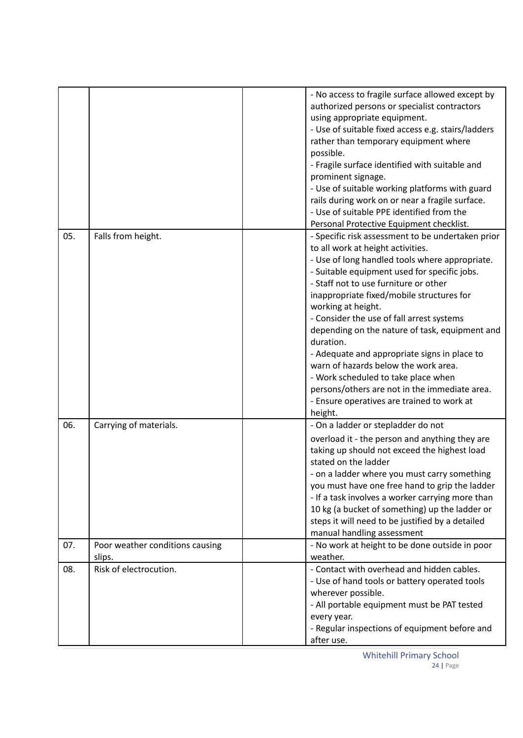| | | | |
|---|---|---|---|
| | | | - No access to fragile surface allowed except by authorized persons or specialist contractors using appropriate equipment.<br>- Use of suitable fixed access e.g. stairs/ladders rather than temporary equipment where possible.<br>- Fragile surface identified with suitable and prominent signage.<br>- Use of suitable working platforms with guard rails during work on or near a fragile surface.<br>- Use of suitable PPE identified from the Personal Protective Equipment checklist. |
| 05. | Falls from height. | | - Specific risk assessment to be undertaken prior to all work at height activities.<br>- Use of long handled tools where appropriate.<br>- Suitable equipment used for specific jobs.<br>- Staff not to use furniture or other inappropriate fixed/mobile structures for working at height.<br>- Consider the use of fall arrest systems depending on the nature of task, equipment and duration.<br>- Adequate and appropriate signs in place to warn of hazards below the work area.<br>- Work scheduled to take place when persons/others are not in the immediate area.<br>- Ensure operatives are trained to work at height. |
| 06. | Carrying of materials. | | - On a ladder or stepladder do not overload it - the person and anything they are taking up should not exceed the highest load stated on the ladder<br>- on a ladder where you must carry something you must have one free hand to grip the ladder<br>- If a task involves a worker carrying more than 10 kg (a bucket of something) up the ladder or steps it will need to be justified by a detailed manual handling assessment |
| 07. | Poor weather conditions causing slips. | | - No work at height to be done outside in poor weather. |
| 08. | Risk of electrocution. | | - Contact with overhead and hidden cables.<br>- Use of hand tools or battery operated tools wherever possible.<br>- All portable equipment must be PAT tested every year.<br>- Regular inspections of equipment before and after use. |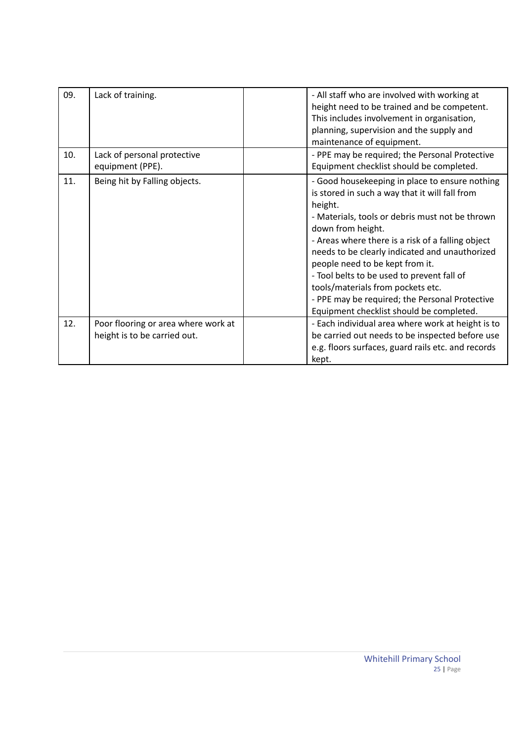| | | | |
|---|---|---|---|
| 09. | Lack of training. | | - All staff who are involved with working at height need to be trained and be competent. This includes involvement in organisation, planning, supervision and the supply and maintenance of equipment. |
| 10. | Lack of personal protective equipment (PPE). | | - PPE may be required; the Personal Protective Equipment checklist should be completed. |
| 11. | Being hit by Falling objects. | | - Good housekeeping in place to ensure nothing is stored in such a way that it will fall from height.<br>- Materials, tools or debris must not be thrown down from height.<br>- Areas where there is a risk of a falling object needs to be clearly indicated and unauthorized people need to be kept from it.<br>- Tool belts to be used to prevent fall of tools/materials from pockets etc.<br>- PPE may be required; the Personal Protective Equipment checklist should be completed. |
| 12. | Poor flooring or area where work at height is to be carried out. | | - Each individual area where work at height is to be carried out needs to be inspected before use e.g. floors surfaces, guard rails etc. and records kept. |